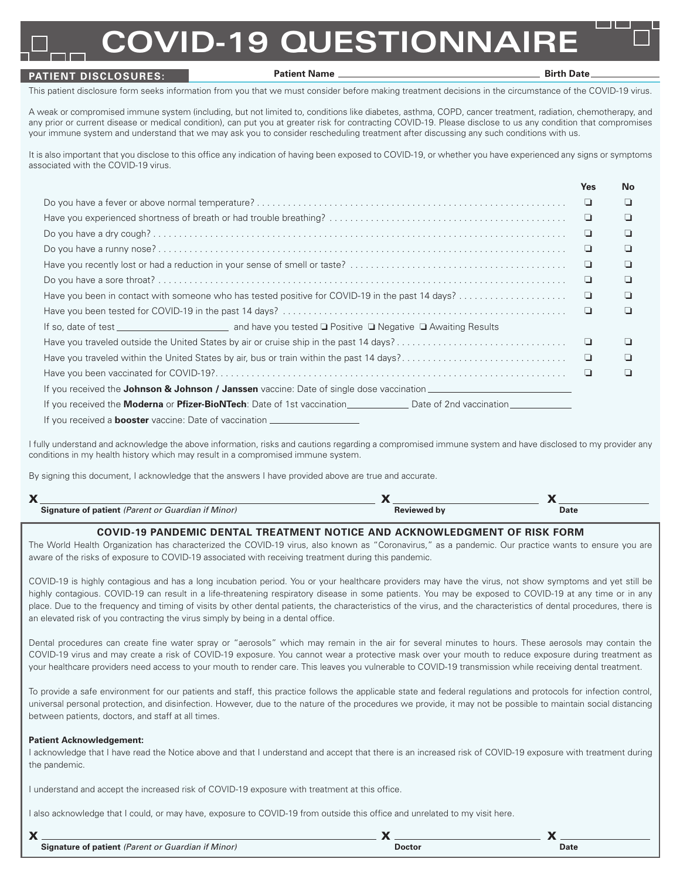# COVID-19 QUESTIONNAIRE

**PATIENT DISCLOSURES:** **Patient Name** ______________________ **Birth Date** __________

This patient disclosure form seeks information from you that we must consider before making treatment decisions in the circumstance of the COVID-19 virus.

A weak or compromised immune system (including, but not limited to, conditions like diabetes, asthma, COPD, cancer treatment, radiation, chemotherapy, and any prior or current disease or medical condition), can put you at greater risk for contracting COVID-19. Please disclose to us any condition that compromises your immune system and understand that we may ask you to consider rescheduling treatment after discussing any such conditions with us.

It is also important that you disclose to this office any indication of having been exposed to COVID-19, or whether you have experienced any signs or symptoms associated with the COVID-19 virus.

| | Yes | No |
|---|---|---|
| Do you have a fever or above normal temperature? | ❑ | ❑ |
| Have you experienced shortness of breath or had trouble breathing? | ❑ | ❑ |
| Do you have a dry cough? | ❑ | ❑ |
| Do you have a runny nose? | ❑ | ❑ |
| Have you recently lost or had a reduction in your sense of smell or taste? | ❑ | ❑ |
| Do you have a sore throat? | ❑ | ❑ |
| Have you been in contact with someone who has tested positive for COVID-19 in the past 14 days? | ❑ | ❑ |
| Have you been tested for COVID-19 in the past 14 days? | ❑ | ❑ |
| If so, date of test __________ and have you tested ❑ Positive ❑ Negative ❑ Awaiting Results | | |
| Have you traveled outside the United States by air or cruise ship in the past 14 days? | ❑ | ❑ |
| Have you traveled within the United States by air, bus or train within the past 14 days? | ❑ | ❑ |
| Have you been vaccinated for COVID-19? | ❑ | ❑ |

If you received the **Johnson & Johnson / Janssen** vaccine: Date of single dose vaccination __________

If you received the **Moderna** or **Pfizer-BioNTech**: Date of 1st vaccination __________ Date of 2nd vaccination __________

If you received a **booster** vaccine: Date of vaccination __________

I fully understand and acknowledge the above information, risks and cautions regarding a compromised immune system and have disclosed to my provider any conditions in my health history which may result in a compromised immune system.

By signing this document, I acknowledge that the answers I have provided above are true and accurate.

X ______________________ X ______________ X __________

**Signature of patient** *(Parent or Guardian if Minor)* | **Reviewed by** | **Date**

## COVID-19 PANDEMIC DENTAL TREATMENT NOTICE AND ACKNOWLEDGMENT OF RISK FORM

The World Health Organization has characterized the COVID-19 virus, also known as "Coronavirus," as a pandemic. Our practice wants to ensure you are aware of the risks of exposure to COVID-19 associated with receiving treatment during this pandemic.

COVID-19 is highly contagious and has a long incubation period. You or your healthcare providers may have the virus, not show symptoms and yet still be highly contagious. COVID-19 can result in a life-threatening respiratory disease in some patients. You may be exposed to COVID-19 at any time or in any place. Due to the frequency and timing of visits by other dental patients, the characteristics of the virus, and the characteristics of dental procedures, there is an elevated risk of you contracting the virus simply by being in a dental office.

Dental procedures can create fine water spray or "aerosols" which may remain in the air for several minutes to hours. These aerosols may contain the COVID-19 virus and may create a risk of COVID-19 exposure. You cannot wear a protective mask over your mouth to reduce exposure during treatment as your healthcare providers need access to your mouth to render care. This leaves you vulnerable to COVID-19 transmission while receiving dental treatment.

To provide a safe environment for our patients and staff, this practice follows the applicable state and federal regulations and protocols for infection control, universal personal protection, and disinfection. However, due to the nature of the procedures we provide, it may not be possible to maintain social distancing between patients, doctors, and staff at all times.

**Patient Acknowledgement:**

I acknowledge that I have read the Notice above and that I understand and accept that there is an increased risk of COVID-19 exposure with treatment during the pandemic.

I understand and accept the increased risk of COVID-19 exposure with treatment at this office.

I also acknowledge that I could, or may have, exposure to COVID-19 from outside this office and unrelated to my visit here.

X ______________________ X ______________ X __________

**Signature of patient** *(Parent or Guardian if Minor)* | **Doctor** | **Date**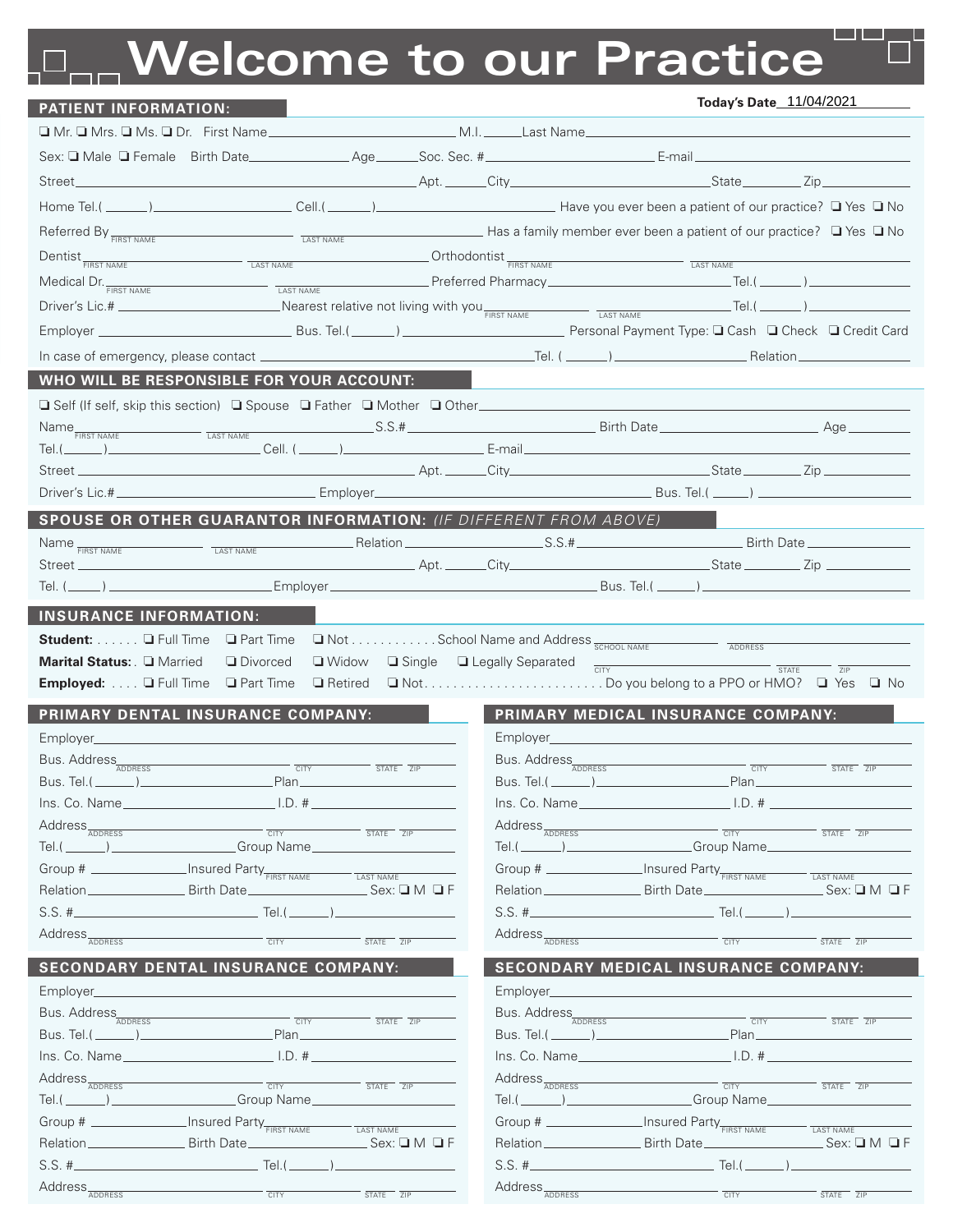# Welcome to our Practice

**Today's Date** 11/04/2021

## PATIENT INFORMATION:

❑ Mr. ❑ Mrs. ❑ Ms. ❑ Dr. First Name ______ M.I. ______ Last Name ______

Sex: ❑ Male ❑ Female Birth Date ______ Age ______ Soc. Sec. # ______ E-mail ______

Street ______ Apt. ______ City ______ State ______ Zip ______

Home Tel.( ______ ) ______ Cell.( ______ ) ______ Have you ever been a patient of our practice? ❑ Yes ❑ No

Referred By ______ (FIRST NAME) ______ (LAST NAME) Has a family member ever been a patient of our practice? ❑ Yes ❑ No

Dentist ______ (FIRST NAME) ______ (LAST NAME) Orthodontist ______ (FIRST NAME) ______ (LAST NAME)

Medical Dr. ______ (FIRST NAME) ______ (LAST NAME) Preferred Pharmacy ______ Tel.( ______ ) ______

Driver's Lic.# ______ Nearest relative not living with you ______ (FIRST NAME) ______ (LAST NAME) Tel.( ______ ) ______

Employer ______ Bus. Tel.( ______ ) ______ Personal Payment Type: ❑ Cash ❑ Check ❑ Credit Card

In case of emergency, please contact ______ Tel. ( ______ ) ______ Relation ______

## WHO WILL BE RESPONSIBLE FOR YOUR ACCOUNT:

❑ Self (If self, skip this section) ❑ Spouse ❑ Father ❑ Mother ❑ Other ______

Name ______ (FIRST NAME) ______ (LAST NAME) S.S.# ______ Birth Date ______ Age ______

Tel.( ______ ) ______ Cell. ( ______ ) ______ E-mail ______

Street ______ Apt. ______ City ______ State ______ Zip ______

Driver's Lic.# ______ Employer ______ Bus. Tel.( ______ ) ______

## SPOUSE OR OTHER GUARANTOR INFORMATION: *(IF DIFFERENT FROM ABOVE)*

Name ______ (FIRST NAME) ______ (LAST NAME) Relation ______ S.S.# ______ Birth Date ______

Street ______ Apt. ______ City ______ State ______ Zip ______

Tel. ( ______ ) ______ Employer ______ Bus. Tel.( ______ ) ______

## INSURANCE INFORMATION:

**Student:** ❑ Full Time ❑ Part Time ❑ Not ........... School Name and Address ______ (SCHOOL NAME) ______ (ADDRESS)

**Marital Status:** ❑ Married ❑ Divorced ❑ Widow ❑ Single ❑ Legally Separated ______ (CITY) ______ (STATE) ______ (ZIP)

**Employed:** ❑ Full Time ❑ Part Time ❑ Retired ❑ Not........................ Do you belong to a PPO or HMO? ❑ Yes ❑ No

## PRIMARY DENTAL INSURANCE COMPANY:

Employer ______

Bus. Address ______ (ADDRESS) ______ (CITY) ______ (STATE) ______ (ZIP)

Bus. Tel.( ______ ) ______ Plan ______

Ins. Co. Name ______ I.D. # ______

Address ______ (ADDRESS) ______ (CITY) ______ (STATE) ______ (ZIP)

Tel.( ______ ) ______ Group Name ______

Group # ______ Insured Party ______ (FIRST NAME) ______ (LAST NAME)

Relation ______ Birth Date ______ Sex: ❑ M ❑ F

S.S. # ______ Tel.( ______ ) ______

Address ______ (ADDRESS) ______ (CITY) ______ (STATE) ______ (ZIP)

## PRIMARY MEDICAL INSURANCE COMPANY:

Employer ______

Bus. Address ______ (ADDRESS) ______ (CITY) ______ (STATE) ______ (ZIP)

Bus. Tel.( ______ ) ______ Plan ______

Ins. Co. Name ______ I.D. # ______

Address ______ (ADDRESS) ______ (CITY) ______ (STATE) ______ (ZIP)

Tel.( ______ ) ______ Group Name ______

Group # ______ Insured Party ______ (FIRST NAME) ______ (LAST NAME)

Relation ______ Birth Date ______ Sex: ❑ M ❑ F

S.S. # ______ Tel.( ______ ) ______

Address ______ (ADDRESS) ______ (CITY) ______ (STATE) ______ (ZIP)

## SECONDARY DENTAL INSURANCE COMPANY:

Employer ______

Bus. Address ______ (ADDRESS) ______ (CITY) ______ (STATE) ______ (ZIP)

Bus. Tel.( ______ ) ______ Plan ______

Ins. Co. Name ______ I.D. # ______

Address ______ (ADDRESS) ______ (CITY) ______ (STATE) ______ (ZIP)

Tel.( ______ ) ______ Group Name ______

Group # ______ Insured Party ______ (FIRST NAME) ______ (LAST NAME)

Relation ______ Birth Date ______ Sex: ❑ M ❑ F

S.S. # ______ Tel.( ______ ) ______

Address ______ (ADDRESS) ______ (CITY) ______ (STATE) ______ (ZIP)

## SECONDARY MEDICAL INSURANCE COMPANY:

Employer ______

Bus. Address ______ (ADDRESS) ______ (CITY) ______ (STATE) ______ (ZIP)

Bus. Tel.( ______ ) ______ Plan ______

Ins. Co. Name ______ I.D. # ______

Address ______ (ADDRESS) ______ (CITY) ______ (STATE) ______ (ZIP)

Tel.( ______ ) ______ Group Name ______

Group # ______ Insured Party ______ (FIRST NAME) ______ (LAST NAME)

Relation ______ Birth Date ______ Sex: ❑ M ❑ F

S.S. # ______ Tel.( ______ ) ______

Address ______ (ADDRESS) ______ (CITY) ______ (STATE) ______ (ZIP)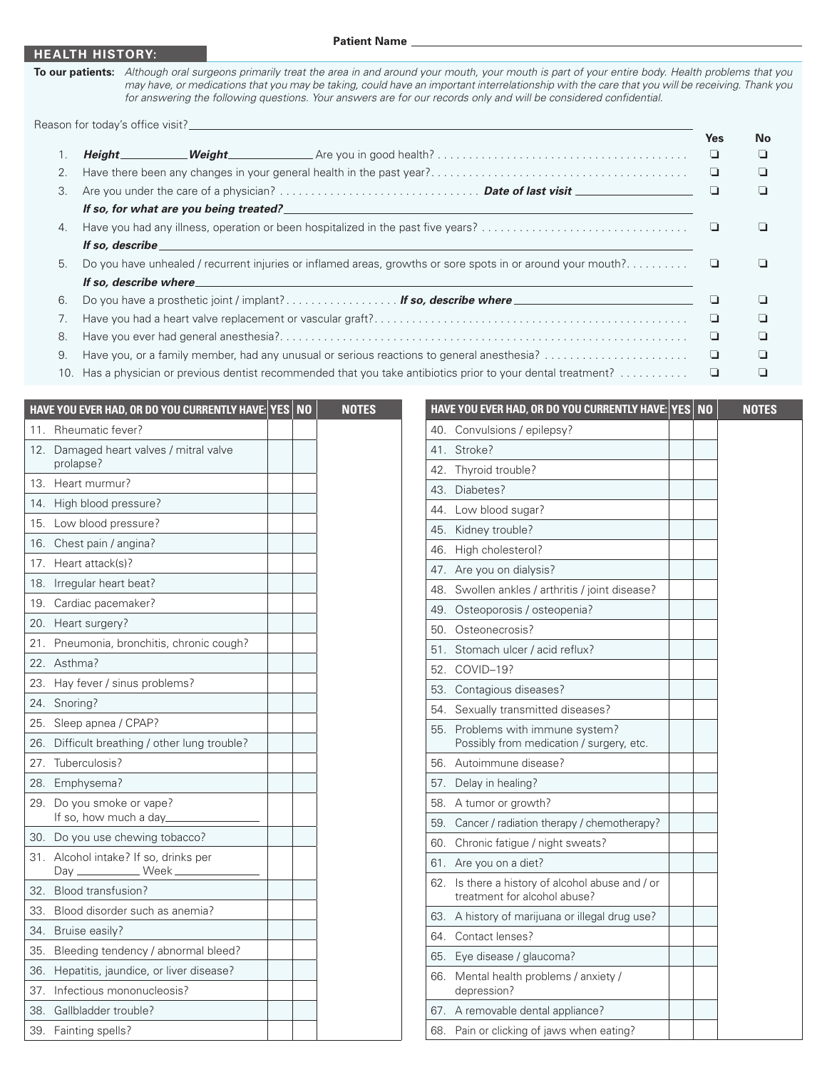Patient Name ______________________

## HEALTH HISTORY:

**To our patients:** *Although oral surgeons primarily treat the area in and around your mouth, your mouth is part of your entire body. Health problems that you may have, or medications that you may be taking, could have an important interrelationship with the care that you will be receiving. Thank you for answering the following questions. Your answers are for our records only and will be considered confidential.*

Reason for today's office visit? ______________________

| # | Question | Yes | No |
|---|---|---|---|
| 1. | ***Height*** ________ ***Weight*** ________ Are you in good health? | ❑ | ❑ |
| 2. | Have there been any changes in your general health in the past year? | ❑ | ❑ |
| 3. | Are you under the care of a physician? ***Date of last visit*** ________<br>***If so, for what are you being treated?*** ________ | ❑ | ❑ |
| 4. | Have you had any illness, operation or been hospitalized in the past five years?<br>***If so, describe*** ________ | ❑ | ❑ |
| 5. | Do you have unhealed / recurrent injuries or inflamed areas, growths or sore spots in or around your mouth?<br>***If so, describe where*** ________ | ❑ | ❑ |
| 6. | Do you have a prosthetic joint / implant? ***If so, describe where*** ________ | ❑ | ❑ |
| 7. | Have you had a heart valve replacement or vascular graft? | ❑ | ❑ |
| 8. | Have you ever had general anesthesia? | ❑ | ❑ |
| 9. | Have you, or a family member, had any unusual or serious reactions to general anesthesia? | ❑ | ❑ |
| 10. | Has a physician or previous dentist recommended that you take antibiotics prior to your dental treatment? | ❑ | ❑ |

| HAVE YOU EVER HAD, OR DO YOU CURRENTLY HAVE: | YES | NO | NOTES |
|---|---|---|---|
| 11. Rheumatic fever? | | | |
| 12. Damaged heart valves / mitral valve prolapse? | | | |
| 13. Heart murmur? | | | |
| 14. High blood pressure? | | | |
| 15. Low blood pressure? | | | |
| 16. Chest pain / angina? | | | |
| 17. Heart attack(s)? | | | |
| 18. Irregular heart beat? | | | |
| 19. Cardiac pacemaker? | | | |
| 20. Heart surgery? | | | |
| 21. Pneumonia, bronchitis, chronic cough? | | | |
| 22. Asthma? | | | |
| 23. Hay fever / sinus problems? | | | |
| 24. Snoring? | | | |
| 25. Sleep apnea / CPAP? | | | |
| 26. Difficult breathing / other lung trouble? | | | |
| 27. Tuberculosis? | | | |
| 28. Emphysema? | | | |
| 29. Do you smoke or vape? If so, how much a day________ | | | |
| 30. Do you use chewing tobacco? | | | |
| 31. Alcohol intake? If so, drinks per Day ________ Week ________ | | | |
| 32. Blood transfusion? | | | |
| 33. Blood disorder such as anemia? | | | |
| 34. Bruise easily? | | | |
| 35. Bleeding tendency / abnormal bleed? | | | |
| 36. Hepatitis, jaundice, or liver disease? | | | |
| 37. Infectious mononucleosis? | | | |
| 38. Gallbladder trouble? | | | |
| 39. Fainting spells? | | | |

| HAVE YOU EVER HAD, OR DO YOU CURRENTLY HAVE: | YES | NO | NOTES |
|---|---|---|---|
| 40. Convulsions / epilepsy? | | | |
| 41. Stroke? | | | |
| 42. Thyroid trouble? | | | |
| 43. Diabetes? | | | |
| 44. Low blood sugar? | | | |
| 45. Kidney trouble? | | | |
| 46. High cholesterol? | | | |
| 47. Are you on dialysis? | | | |
| 48. Swollen ankles / arthritis / joint disease? | | | |
| 49. Osteoporosis / osteopenia? | | | |
| 50. Osteonecrosis? | | | |
| 51. Stomach ulcer / acid reflux? | | | |
| 52. COVID–19? | | | |
| 53. Contagious diseases? | | | |
| 54. Sexually transmitted diseases? | | | |
| 55. Problems with immune system? Possibly from medication / surgery, etc. | | | |
| 56. Autoimmune disease? | | | |
| 57. Delay in healing? | | | |
| 58. A tumor or growth? | | | |
| 59. Cancer / radiation therapy / chemotherapy? | | | |
| 60. Chronic fatigue / night sweats? | | | |
| 61. Are you on a diet? | | | |
| 62. Is there a history of alcohol abuse and / or treatment for alcohol abuse? | | | |
| 63. A history of marijuana or illegal drug use? | | | |
| 64. Contact lenses? | | | |
| 65. Eye disease / glaucoma? | | | |
| 66. Mental health problems / anxiety / depression? | | | |
| 67. A removable dental appliance? | | | |
| 68. Pain or clicking of jaws when eating? | | | |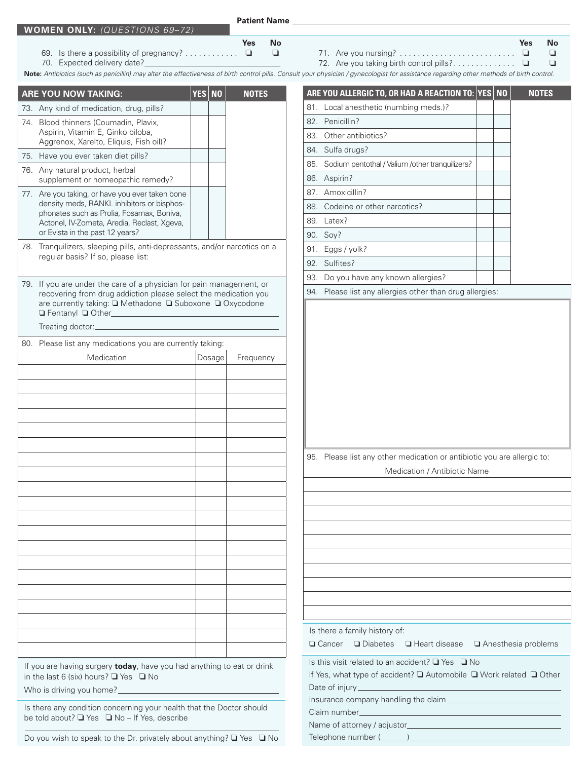Patient Name ______________________________

## WOMEN ONLY: *(QUESTIONS 69–72)*

| | Yes | No |
|---|---|---|
| 69. Is there a possibility of pregnancy? | ❑ | ❑ |
| 70. Expected delivery date? ______________________ | | |
| 71. Are you nursing? | ❑ | ❑ |
| 72. Are you taking birth control pills? | ❑ | ❑ |

**Note:** *Antibiotics (such as penicillin) may alter the effectiveness of birth control pills. Consult your physician / gynecologist for assistance regarding other methods of birth control.*

| ARE YOU NOW TAKING: | YES | NO | NOTES |
|---|---|---|---|
| 73. Any kind of medication, drug, pills? | | | |
| 74. Blood thinners (Coumadin, Plavix, Aspirin, Vitamin E, Ginko biloba, Aggrenox, Xarelto, Eliquis, Fish oil)? | | | |
| 75. Have you ever taken diet pills? | | | |
| 76. Any natural product, herbal supplement or homeopathic remedy? | | | |
| 77. Are you taking, or have you ever taken bone density meds, RANKL inhibitors or bisphosphonates such as Prolia, Fosamax, Boniva, Actonel, IV-Zometa, Aredia, Reclast, Xgeva, or Evista in the past 12 years? | | | |

78. Tranquilizers, sleeping pills, anti-depressants, and/or narcotics on a regular basis? If so, please list:

79. If you are under the care of a physician for pain management, or recovering from drug addiction please select the medication you are currently taking: ❑ Methadone ❑ Suboxone ❑ Oxycodone ❑ Fentanyl ❑ Other______________________

Treating doctor: ______________________

80. Please list any medications you are currently taking:

| Medication | Dosage | Frequency |
|---|---|---|
| | | |
| | | |
| | | |
| | | |
| | | |
| | | |
| | | |
| | | |
| | | |
| | | |
| | | |
| | | |
| | | |
| | | |
| | | |
| | | |
| | | |
| | | |
| | | |
| | | |

If you are having surgery **today**, have you had anything to eat or drink in the last 6 (six) hours? ❑ Yes ❑ No

Who is driving you home? ______________________

Is there any condition concerning your health that the Doctor should be told about? ❑ Yes ❑ No – If Yes, describe

______________________

Do you wish to speak to the Dr. privately about anything? ❑ Yes ❑ No

| ARE YOU ALLERGIC TO, OR HAD A REACTION TO: | YES | NO | NOTES |
|---|---|---|---|
| 81. Local anesthetic (numbing meds.)? | | | |
| 82. Penicillin? | | | |
| 83. Other antibiotics? | | | |
| 84. Sulfa drugs? | | | |
| 85. Sodium pentothal / Valium /other tranquilizers? | | | |
| 86. Aspirin? | | | |
| 87. Amoxicillin? | | | |
| 88. Codeine or other narcotics? | | | |
| 89. Latex? | | | |
| 90. Soy? | | | |
| 91. Eggs / yolk? | | | |
| 92. Sulfites? | | | |
| 93. Do you have any known allergies? | | | |

94. Please list any allergies other than drug allergies:

95. Please list any other medication or antibiotic you are allergic to:

| Medication / Antibiotic Name |
|---|
| |
| |
| |
| |
| |
| |
| |
| |
| |
| |

Is there a family history of:

❑ Cancer ❑ Diabetes ❑ Heart disease ❑ Anesthesia problems

Is this visit related to an accident? ❑ Yes ❑ No

If Yes, what type of accident? ❑ Automobile ❑ Work related ❑ Other

Date of injury______________________

Insurance company handling the claim______________________

Claim number______________________

Name of attorney / adjustor______________________

Telephone number (______)______________________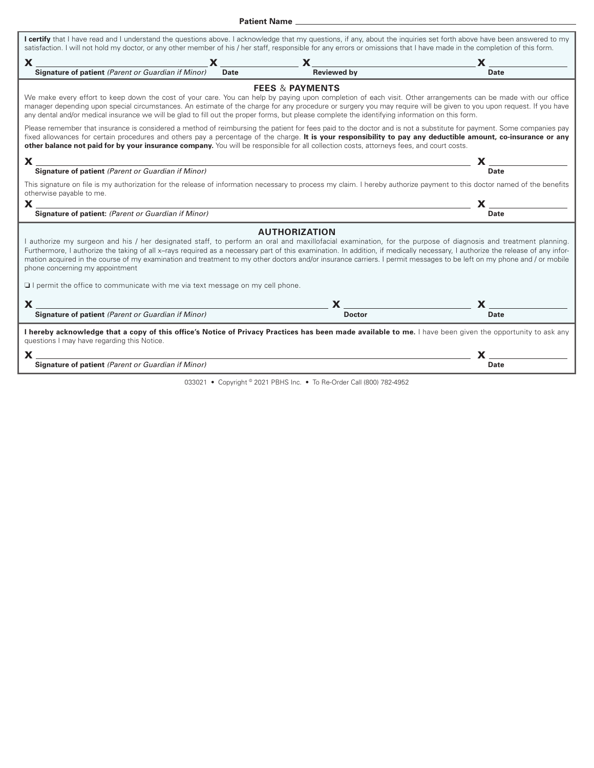**Patient Name** ______________________________

**I certify** that I have read and I understand the questions above. I acknowledge that my questions, if any, about the inquiries set forth above have been answered to my satisfaction. I will not hold my doctor, or any other member of his / her staff, responsible for any errors or omissions that I have made in the completion of this form.

| | | | |
|---|---|---|---|
| X ______________________ | X __________ | X ______________________ | X __________ |
| **Signature of patient** *(Parent or Guardian if Minor)* | **Date** | **Reviewed by** | **Date** |

## FEES & PAYMENTS

We make every effort to keep down the cost of your care. You can help by paying upon completion of each visit. Other arrangements can be made with our office manager depending upon special circumstances. An estimate of the charge for any procedure or surgery you may require will be given to you upon request. If you have any dental and/or medical insurance we will be glad to fill out the proper forms, but please complete the identifying information on this form.

Please remember that insurance is considered a method of reimbursing the patient for fees paid to the doctor and is not a substitute for payment. Some companies pay fixed allowances for certain procedures and others pay a percentage of the charge. **It is your responsibility to pay any deductible amount, co-insurance or any other balance not paid for by your insurance company.** You will be responsible for all collection costs, attorneys fees, and court costs.

| | |
|---|---|
| X ______________________________________ | X __________ |
| **Signature of patient** *(Parent or Guardian if Minor)* | **Date** |

This signature on file is my authorization for the release of information necessary to process my claim. I hereby authorize payment to this doctor named of the benefits otherwise payable to me.

| | |
|---|---|
| X ______________________________________ | X __________ |
| **Signature of patient:** *(Parent or Guardian if Minor)* | **Date** |

## AUTHORIZATION

I authorize my surgeon and his / her designated staff, to perform an oral and maxillofacial examination, for the purpose of diagnosis and treatment planning. Furthermore, I authorize the taking of all x–rays required as a necessary part of this examination. In addition, if medically necessary, I authorize the release of any information acquired in the course of my examination and treatment to my other doctors and/or insurance carriers. I permit messages to be left on my phone and / or mobile phone concerning my appointment

❑ I permit the office to communicate with me via text message on my cell phone.

| | | |
|---|---|---|
| X ______________________________ | X ______________________ | X __________ |
| **Signature of patient** *(Parent or Guardian if Minor)* | **Doctor** | **Date** |

**I hereby acknowledge that a copy of this office's Notice of Privacy Practices has been made available to me.** I have been given the opportunity to ask any questions I may have regarding this Notice.

| | |
|---|---|
| X ______________________________________ | X __________ |
| **Signature of patient** *(Parent or Guardian if Minor)* | **Date** |

033021 • Copyright © 2021 PBHS Inc. • To Re-Order Call (800) 782-4952